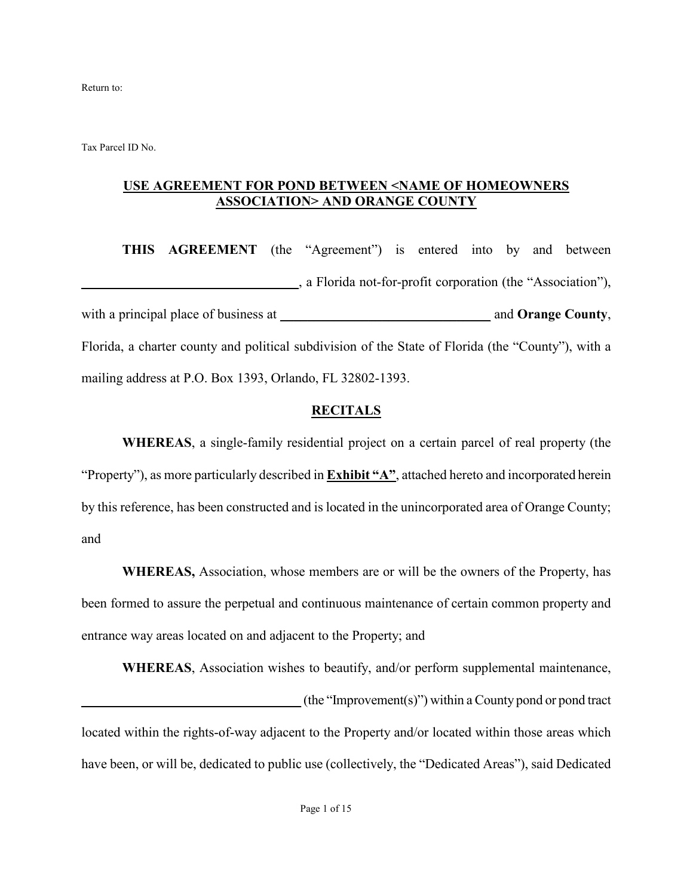Return to:

Tax Parcel ID No.

# USE AGREEMENT FOR POND BETWEEN <NAME OF HOMEOWNERS ASSOCIATION> AND ORANGE COUNTY

**THIS AGREEMENT** (the "Agreement") is entered into by and between \_\_\_\_\_\_\_\_\_\_\_\_\_\_\_\_\_\_\_\_\_\_\_\_\_\_\_\_\_\_\_\_, a Florida not-for-profit corporation (the "Association"), with a principal place of business at \_\_\_\_\_\_\_\_\_\_\_\_\_\_\_\_\_\_\_\_\_\_\_\_\_\_\_\_\_\_\_\_ and **Orange County**, Florida, a charter county and political subdivision of the State of Florida (the "County"), with a mailing address at P.O. Box 1393, Orlando, FL 32802-1393.

## RECITALS

**WHEREAS**, a single-family residential project on a certain parcel of real property (the "Property"), as more particularly described in **Exhibit "A"**, attached hereto and incorporated herein by this reference, has been constructed and is located in the unincorporated area of Orange County; and

**WHEREAS,** Association, whose members are or will be the owners of the Property, has been formed to assure the perpetual and continuous maintenance of certain common property and entrance way areas located on and adjacent to the Property; and

**WHEREAS**, Association wishes to beautify, and/or perform supplemental maintenance, \_\_\_\_\_\_\_\_\_\_\_\_\_\_\_\_\_\_\_\_\_\_\_\_\_\_\_\_\_\_\_\_ (the "Improvement(s)") within a County pond or pond tract located within the rights-of-way adjacent to the Property and/or located within those areas which have been, or will be, dedicated to public use (collectively, the "Dedicated Areas"), said Dedicated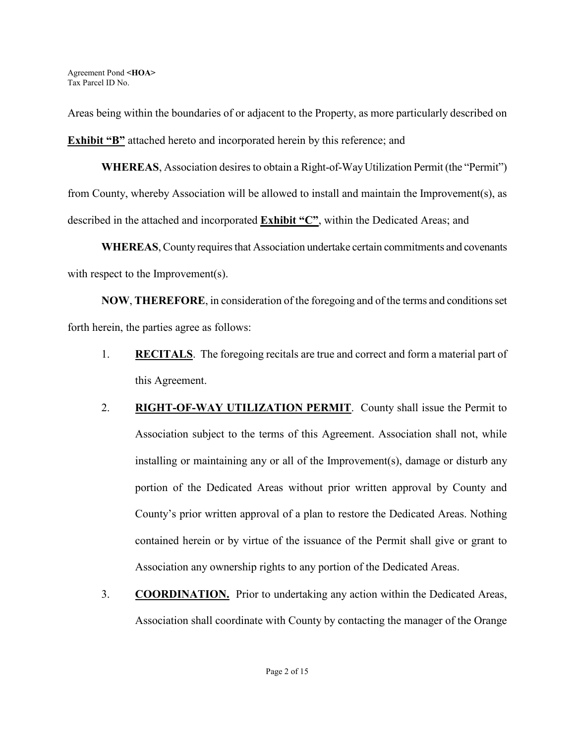Areas being within the boundaries of or adjacent to the Property, as more particularly described on **Exhibit "B"** attached hereto and incorporated herein by this reference; and

**WHEREAS**, Association desires to obtain a Right-of-Way Utilization Permit (the "Permit") from County, whereby Association will be allowed to install and maintain the Improvement(s), as described in the attached and incorporated **Exhibit "C"**, within the Dedicated Areas; and

**WHEREAS**, County requires that Association undertake certain commitments and covenants with respect to the Improvement(s).

**NOW**, **THEREFORE**, in consideration of the foregoing and of the terms and conditions set forth herein, the parties agree as follows:

1. **RECITALS**. The foregoing recitals are true and correct and form a material part of this Agreement.

2. **RIGHT-OF-WAY UTILIZATION PERMIT**. County shall issue the Permit to Association subject to the terms of this Agreement. Association shall not, while installing or maintaining any or all of the Improvement(s), damage or disturb any portion of the Dedicated Areas without prior written approval by County and County's prior written approval of a plan to restore the Dedicated Areas. Nothing contained herein or by virtue of the issuance of the Permit shall give or grant to Association any ownership rights to any portion of the Dedicated Areas.

3. **COORDINATION.** Prior to undertaking any action within the Dedicated Areas, Association shall coordinate with County by contacting the manager of the Orange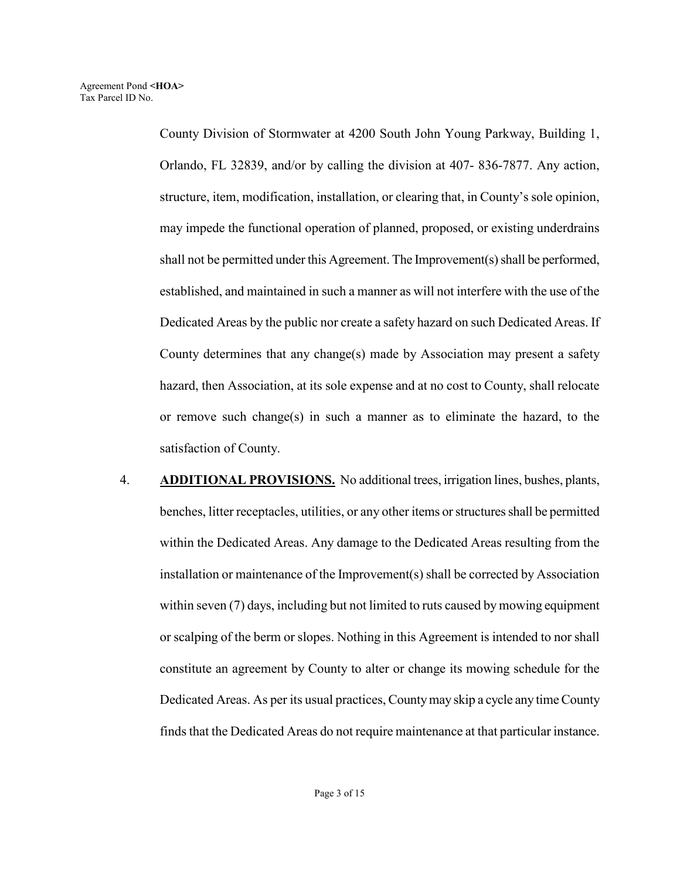County Division of Stormwater at 4200 South John Young Parkway, Building 1, Orlando, FL 32839, and/or by calling the division at 407- 836-7877. Any action, structure, item, modification, installation, or clearing that, in County's sole opinion, may impede the functional operation of planned, proposed, or existing underdrains shall not be permitted under this Agreement. The Improvement(s) shall be performed, established, and maintained in such a manner as will not interfere with the use of the Dedicated Areas by the public nor create a safety hazard on such Dedicated Areas. If County determines that any change(s) made by Association may present a safety hazard, then Association, at its sole expense and at no cost to County, shall relocate or remove such change(s) in such a manner as to eliminate the hazard, to the satisfaction of County.

4. **ADDITIONAL PROVISIONS.** No additional trees, irrigation lines, bushes, plants, benches, litter receptacles, utilities, or any other items or structures shall be permitted within the Dedicated Areas. Any damage to the Dedicated Areas resulting from the installation or maintenance of the Improvement(s) shall be corrected by Association within seven (7) days, including but not limited to ruts caused by mowing equipment or scalping of the berm or slopes. Nothing in this Agreement is intended to nor shall constitute an agreement by County to alter or change its mowing schedule for the Dedicated Areas. As per its usual practices, County may skip a cycle any time County finds that the Dedicated Areas do not require maintenance at that particular instance.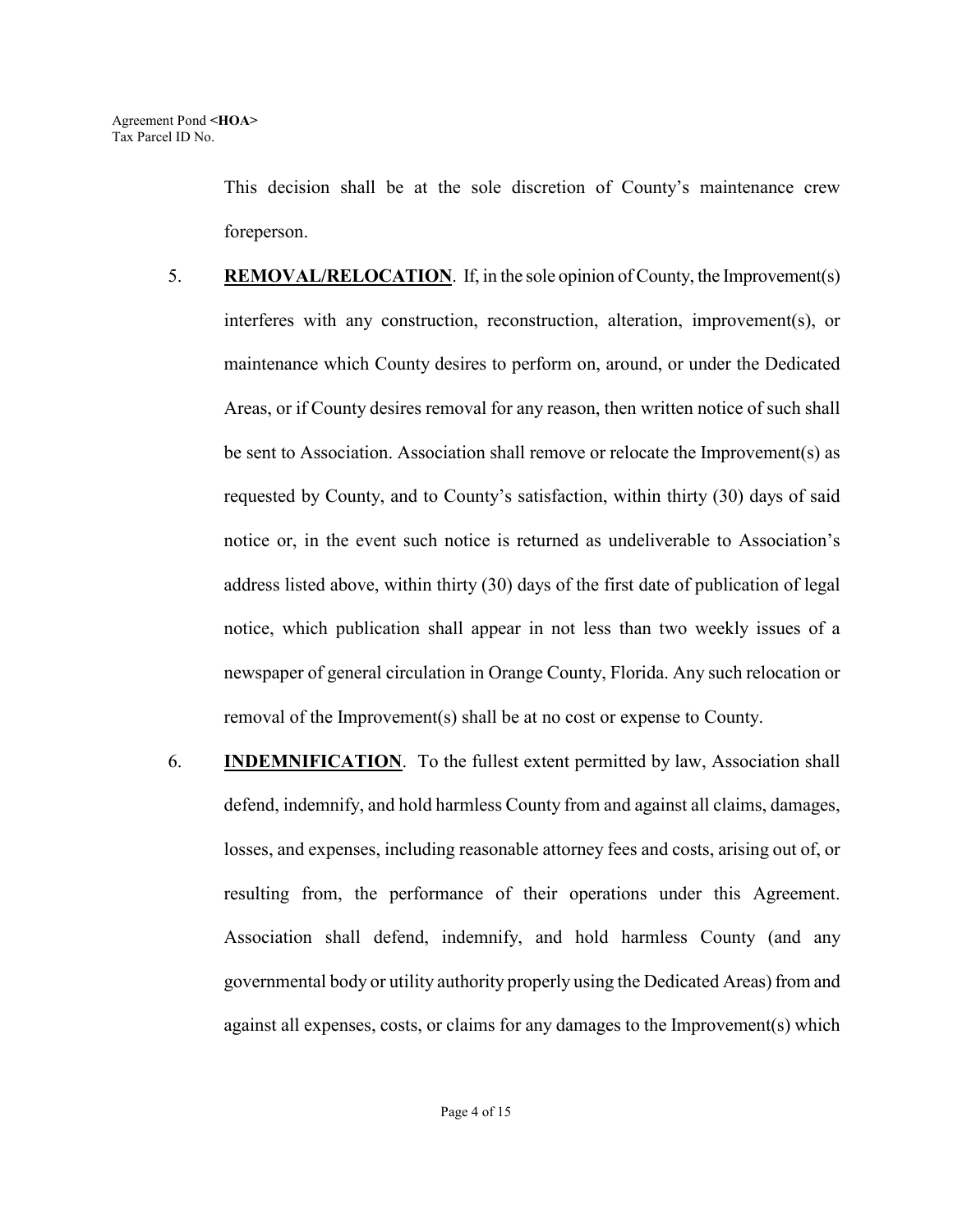This decision shall be at the sole discretion of County's maintenance crew foreperson.

5. **<u>REMOVAL/RELOCATION</u>**. If, in the sole opinion of County, the Improvement(s) interferes with any construction, reconstruction, alteration, improvement(s), or maintenance which County desires to perform on, around, or under the Dedicated Areas, or if County desires removal for any reason, then written notice of such shall be sent to Association. Association shall remove or relocate the Improvement(s) as requested by County, and to County's satisfaction, within thirty (30) days of said notice or, in the event such notice is returned as undeliverable to Association's address listed above, within thirty (30) days of the first date of publication of legal notice, which publication shall appear in not less than two weekly issues of a newspaper of general circulation in Orange County, Florida. Any such relocation or removal of the Improvement(s) shall be at no cost or expense to County.

6. **<u>INDEMNIFICATION</u>**. To the fullest extent permitted by law, Association shall defend, indemnify, and hold harmless County from and against all claims, damages, losses, and expenses, including reasonable attorney fees and costs, arising out of, or resulting from, the performance of their operations under this Agreement. Association shall defend, indemnify, and hold harmless County (and any governmental body or utility authority properly using the Dedicated Areas) from and against all expenses, costs, or claims for any damages to the Improvement(s) which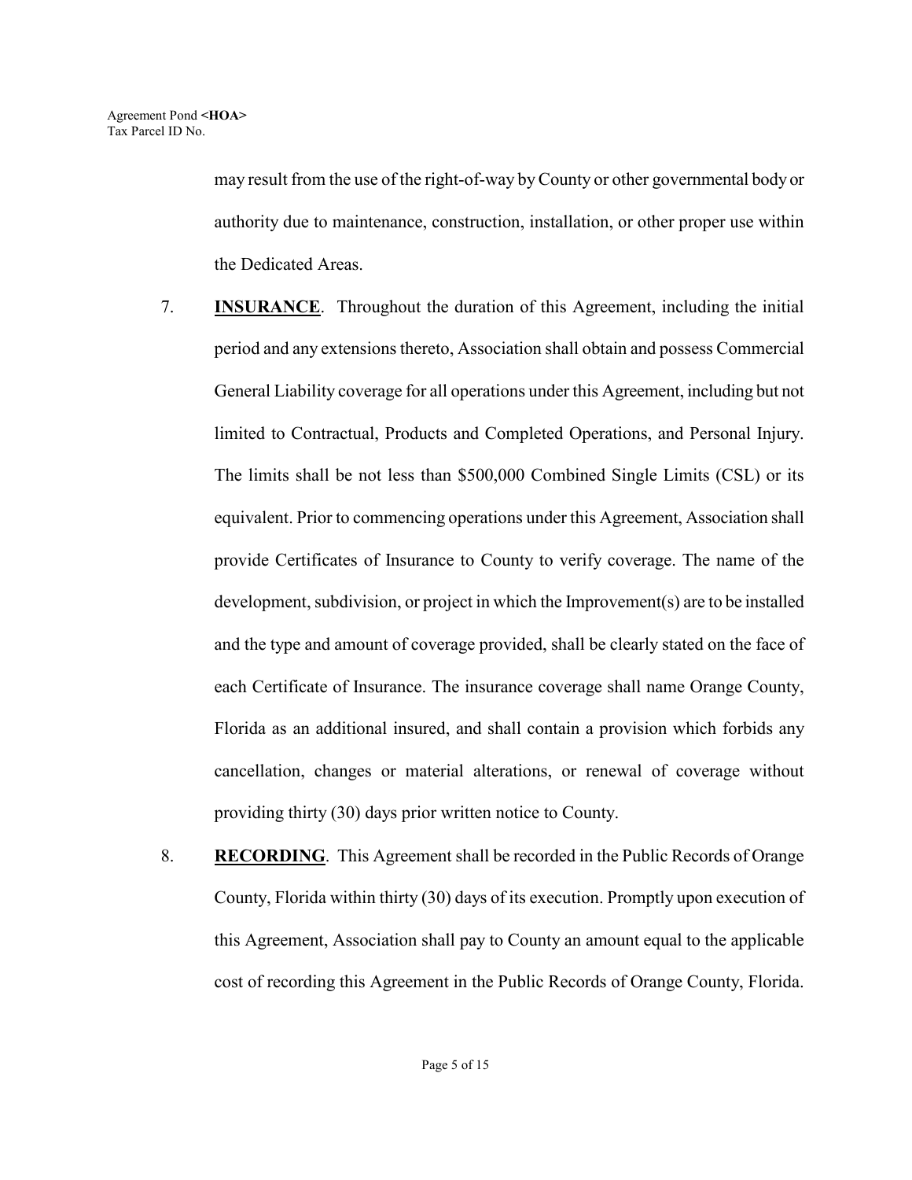may result from the use of the right-of-way by County or other governmental body or authority due to maintenance, construction, installation, or other proper use within the Dedicated Areas.

7. **<u>INSURANCE</u>**. Throughout the duration of this Agreement, including the initial period and any extensions thereto, Association shall obtain and possess Commercial General Liability coverage for all operations under this Agreement, including but not limited to Contractual, Products and Completed Operations, and Personal Injury. The limits shall be not less than $500,000 Combined Single Limits (CSL) or its equivalent. Prior to commencing operations under this Agreement, Association shall provide Certificates of Insurance to County to verify coverage. The name of the development, subdivision, or project in which the Improvement(s) are to be installed and the type and amount of coverage provided, shall be clearly stated on the face of each Certificate of Insurance. The insurance coverage shall name Orange County, Florida as an additional insured, and shall contain a provision which forbids any cancellation, changes or material alterations, or renewal of coverage without providing thirty (30) days prior written notice to County.

8. **<u>RECORDING</u>**. This Agreement shall be recorded in the Public Records of Orange County, Florida within thirty (30) days of its execution. Promptly upon execution of this Agreement, Association shall pay to County an amount equal to the applicable cost of recording this Agreement in the Public Records of Orange County, Florida.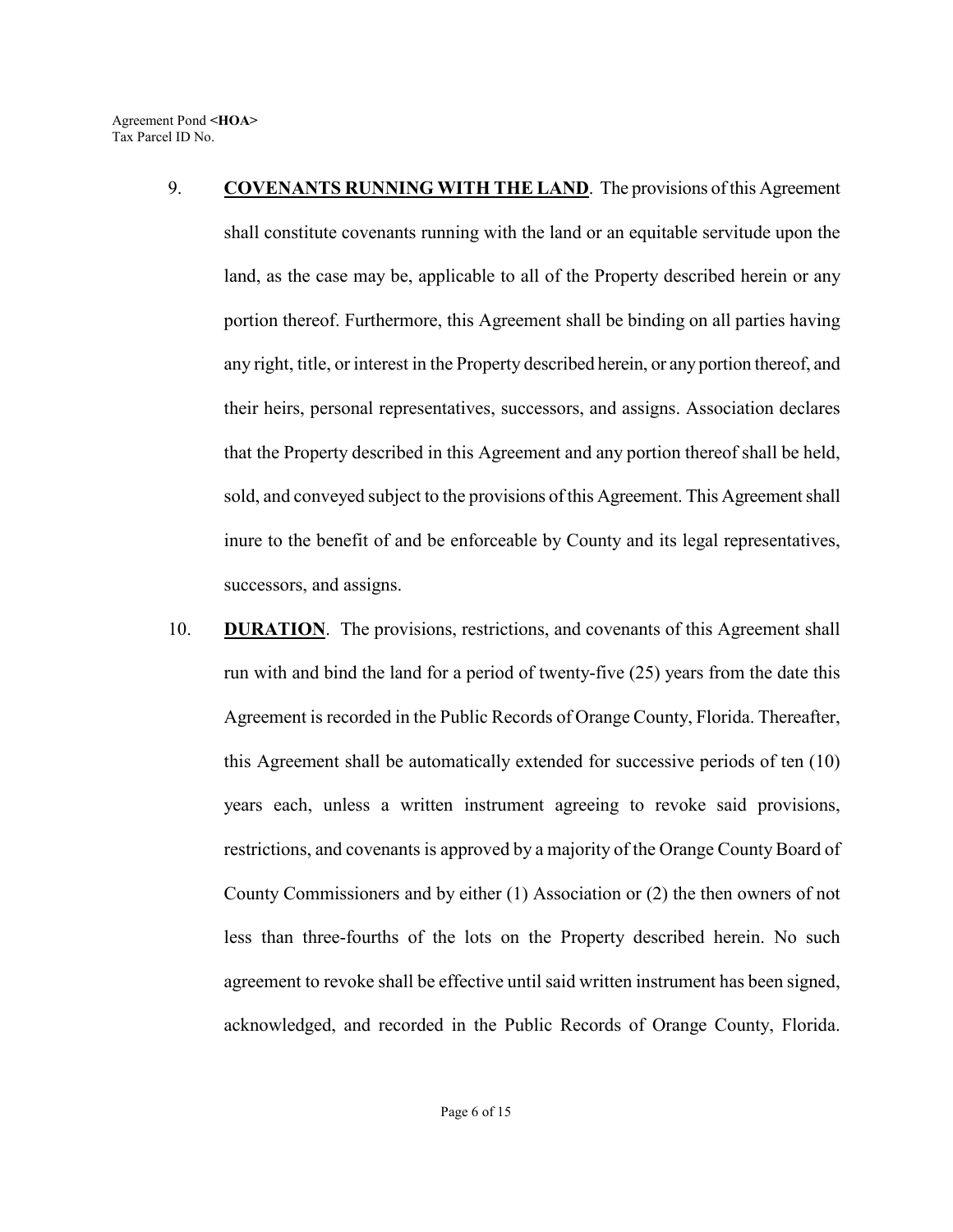9. **COVENANTS RUNNING WITH THE LAND**. The provisions of this Agreement shall constitute covenants running with the land or an equitable servitude upon the land, as the case may be, applicable to all of the Property described herein or any portion thereof. Furthermore, this Agreement shall be binding on all parties having any right, title, or interest in the Property described herein, or any portion thereof, and their heirs, personal representatives, successors, and assigns. Association declares that the Property described in this Agreement and any portion thereof shall be held, sold, and conveyed subject to the provisions of this Agreement. This Agreement shall inure to the benefit of and be enforceable by County and its legal representatives, successors, and assigns.

10. **DURATION**. The provisions, restrictions, and covenants of this Agreement shall run with and bind the land for a period of twenty-five (25) years from the date this Agreement is recorded in the Public Records of Orange County, Florida. Thereafter, this Agreement shall be automatically extended for successive periods of ten (10) years each, unless a written instrument agreeing to revoke said provisions, restrictions, and covenants is approved by a majority of the Orange County Board of County Commissioners and by either (1) Association or (2) the then owners of not less than three-fourths of the lots on the Property described herein. No such agreement to revoke shall be effective until said written instrument has been signed, acknowledged, and recorded in the Public Records of Orange County, Florida.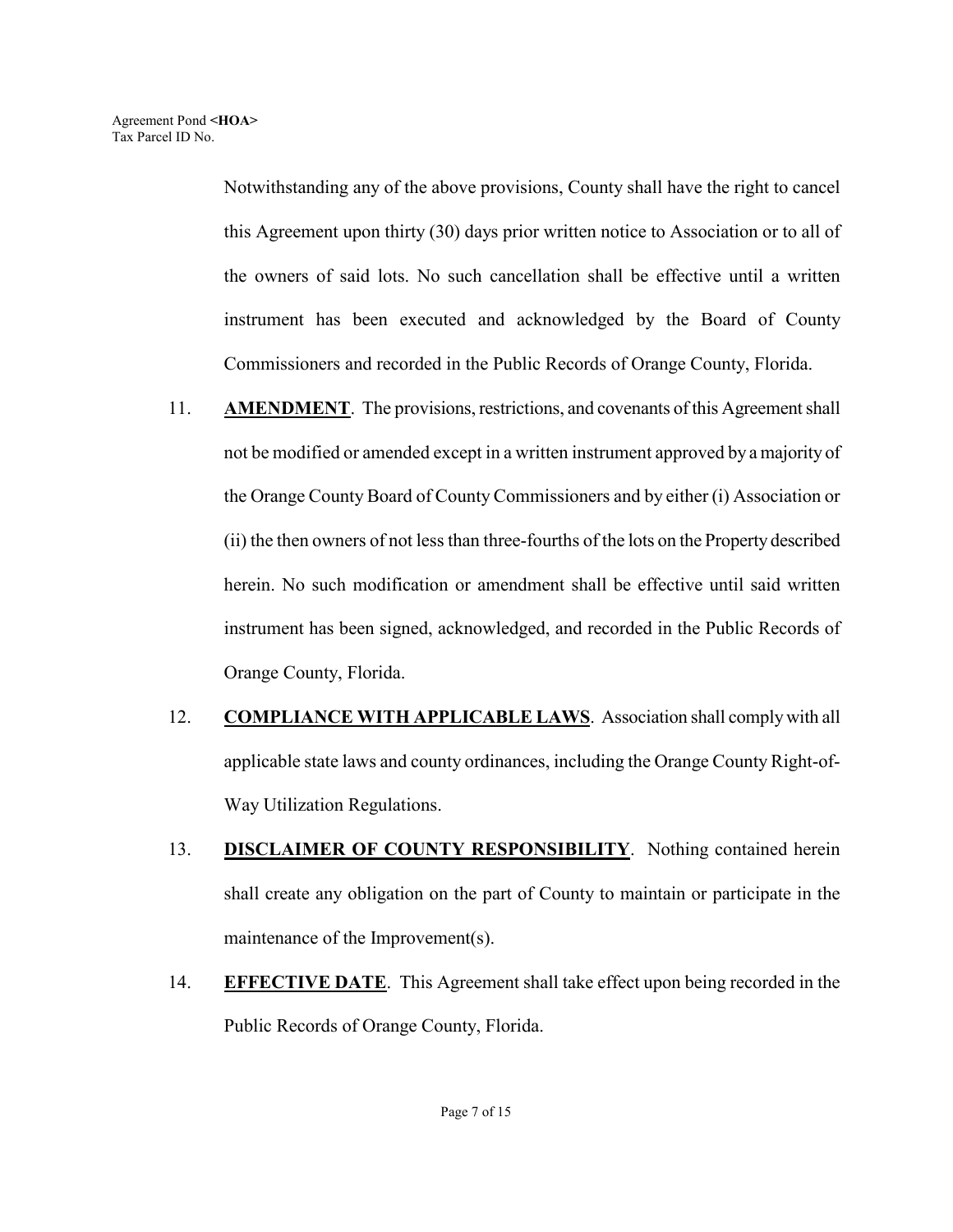Notwithstanding any of the above provisions, County shall have the right to cancel this Agreement upon thirty (30) days prior written notice to Association or to all of the owners of said lots. No such cancellation shall be effective until a written instrument has been executed and acknowledged by the Board of County Commissioners and recorded in the Public Records of Orange County, Florida.

11. **AMENDMENT**. The provisions, restrictions, and covenants of this Agreement shall not be modified or amended except in a written instrument approved by a majority of the Orange County Board of County Commissioners and by either (i) Association or (ii) the then owners of not less than three-fourths of the lots on the Property described herein. No such modification or amendment shall be effective until said written instrument has been signed, acknowledged, and recorded in the Public Records of Orange County, Florida.

12. **COMPLIANCE WITH APPLICABLE LAWS**. Association shall comply with all applicable state laws and county ordinances, including the Orange County Right-of-Way Utilization Regulations.

13. **DISCLAIMER OF COUNTY RESPONSIBILITY**. Nothing contained herein shall create any obligation on the part of County to maintain or participate in the maintenance of the Improvement(s).

14. **EFFECTIVE DATE**. This Agreement shall take effect upon being recorded in the Public Records of Orange County, Florida.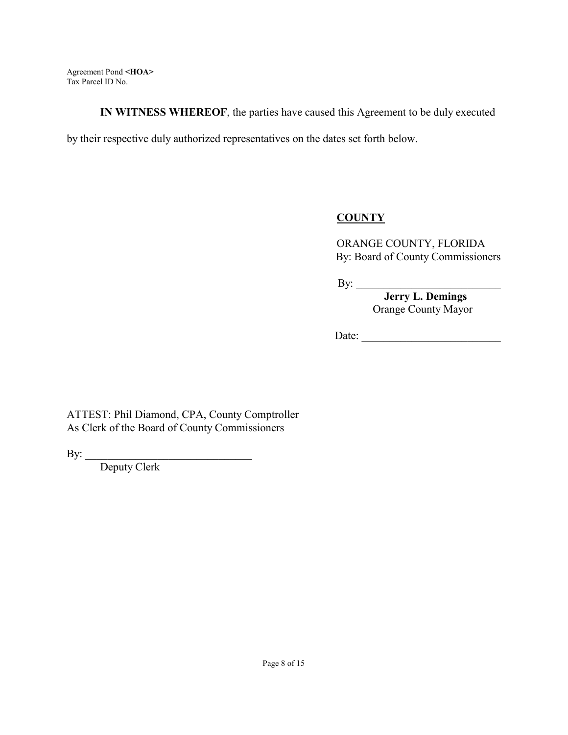Agreement Pond **<HOA>**
Tax Parcel ID No.

**IN WITNESS WHEREOF**, the parties have caused this Agreement to be duly executed by their respective duly authorized representatives on the dates set forth below.

**COUNTY**

ORANGE COUNTY, FLORIDA
By: Board of County Commissioners

By: ___________________________
**Jerry L. Demings**
Orange County Mayor

Date: _________________________

ATTEST: Phil Diamond, CPA, County Comptroller
As Clerk of the Board of County Commissioners

By: ______________________________
Deputy Clerk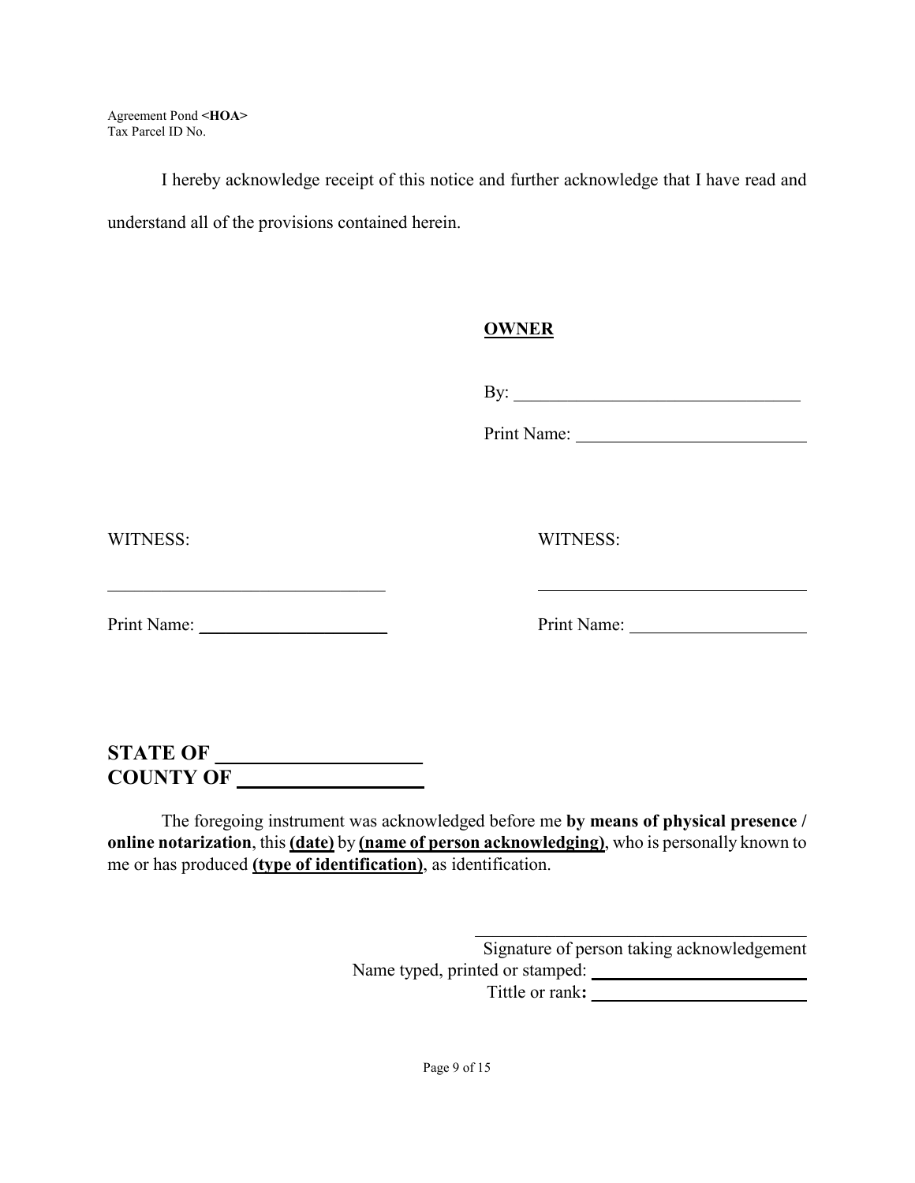I hereby acknowledge receipt of this notice and further acknowledge that I have read and understand all of the provisions contained herein.

**OWNER**

By: ________________________________

Print Name: __________________________

WITNESS:

_______________________________

Print Name: _____________________

WITNESS:

_______________________________

Print Name: ____________________

**STATE OF ____________________**
**COUNTY OF __________________**

The foregoing instrument was acknowledged before me **by means of physical presence / online notarization**, this **(date)** by **(name of person acknowledging)**, who is personally known to me or has produced **(type of identification)**, as identification.

_______________________________________
Signature of person taking acknowledgement
Name typed, printed or stamped: ________________________
Tittle or rank**:** ________________________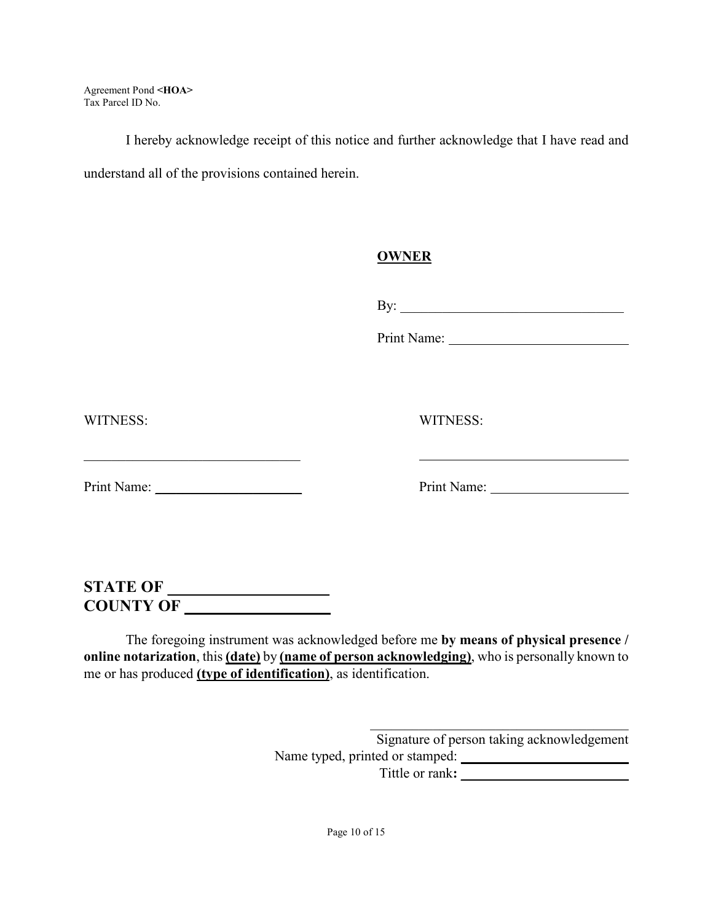I hereby acknowledge receipt of this notice and further acknowledge that I have read and understand all of the provisions contained herein.

**OWNER**

By: ________________________________

Print Name: _________________________

WITNESS:

_______________________________

Print Name: _____________________

WITNESS:

_______________________________

Print Name: ___________________

**STATE OF ____________________**
**COUNTY OF __________________**

The foregoing instrument was acknowledged before me **by means of physical presence / online notarization**, this **(date)** by **(name of person acknowledging)**, who is personally known to me or has produced **(type of identification)**, as identification.

_______________________________________
Signature of person taking acknowledgement
Name typed, printed or stamped: ________________________
Tittle or rank**:** ________________________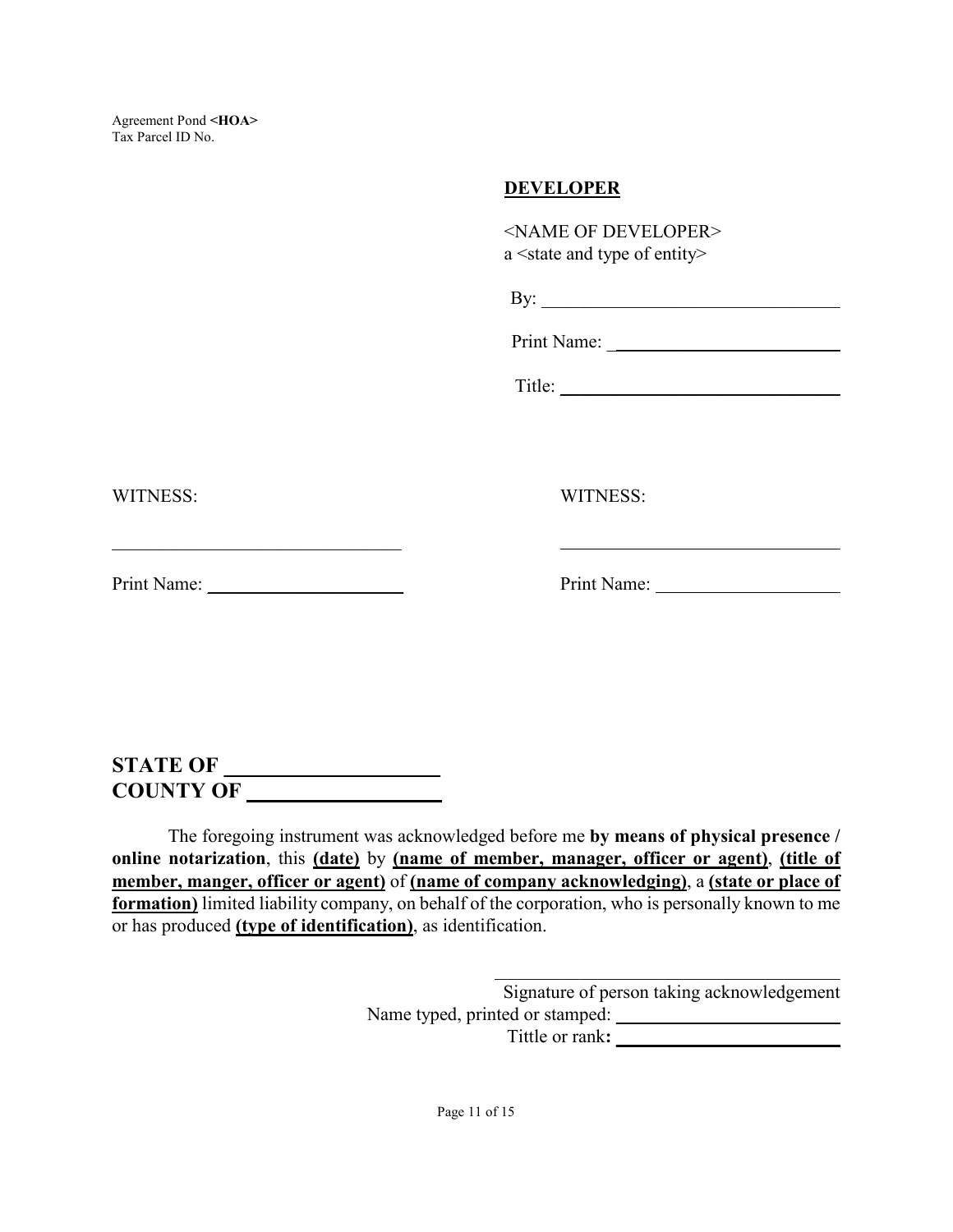Agreement Pond **<HOA>**
Tax Parcel ID No.

**DEVELOPER**

<NAME OF DEVELOPER>
a <state and type of entity>

By: ________________________________

Print Name: _________________________

Title: ______________________________

WITNESS:

________________________________

Print Name: ______________________

WITNESS:

________________________________

Print Name: ______________________

**STATE OF ____________________**
**COUNTY OF __________________**

The foregoing instrument was acknowledged before me **by means of physical presence / online notarization**, this **(date)** by **(name of member, manager, officer or agent)**, **(title of member, manger, officer or agent)** of **(name of company acknowledging)**, a **(state or place of formation)** limited liability company, on behalf of the corporation, who is personally known to me or has produced **(type of identification)**, as identification.

________________________________
Signature of person taking acknowledgement
Name typed, printed or stamped: ________________________
Tittle or rank**:** ________________________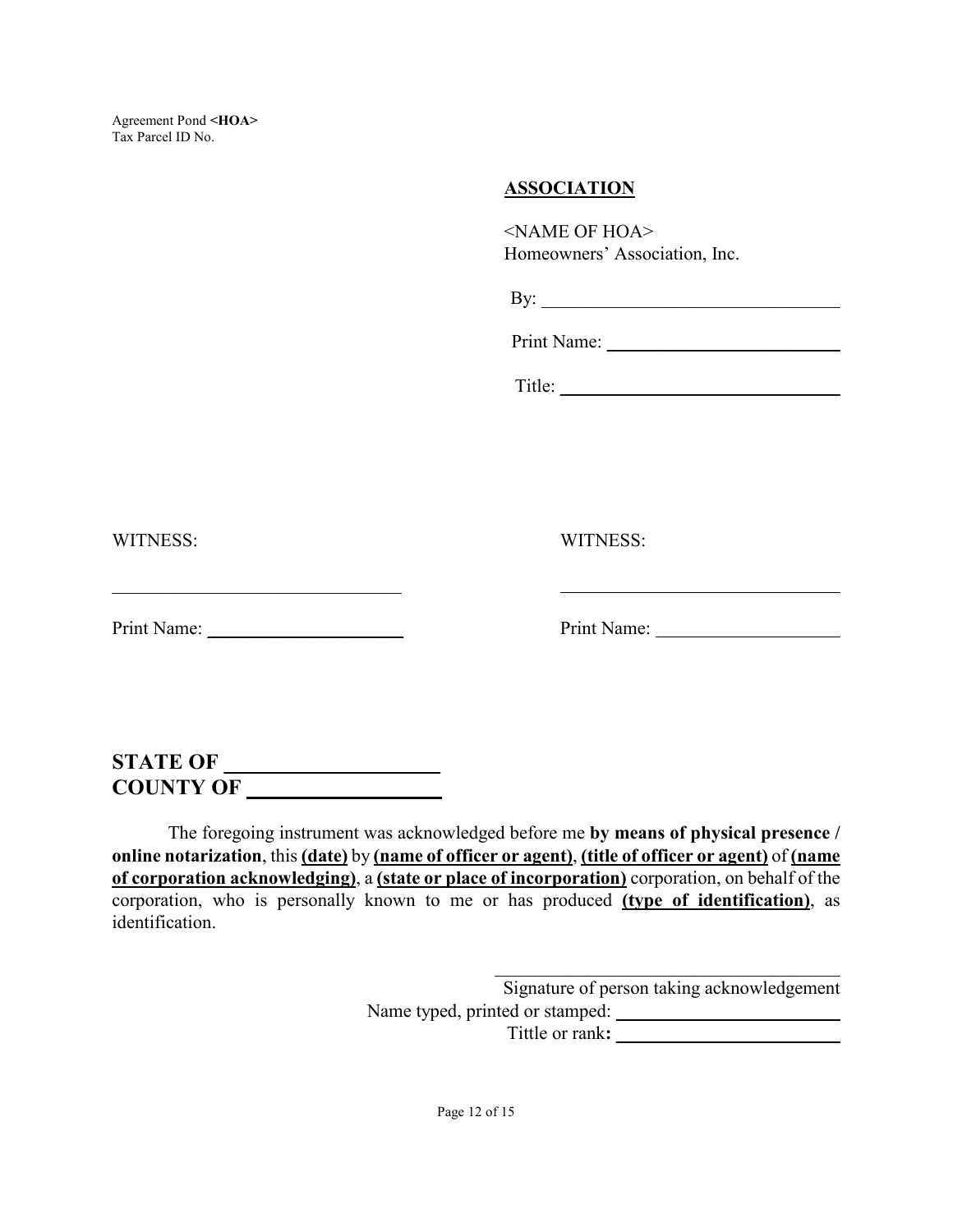**ASSOCIATION**

<NAME OF HOA>
Homeowners' Association, Inc.

By: ______________________________

Print Name: ______________________________

Title: ______________________________

WITNESS:

______________________________

Print Name: ______________________________

WITNESS:

______________________________

Print Name: ______________________________

## STATE OF ____________________
## COUNTY OF ____________________

The foregoing instrument was acknowledged before me **by means of physical presence / online notarization**, this **(date)** by **(name of officer or agent)**, **(title of officer or agent)** of **(name of corporation acknowledging)**, a **(state or place of incorporation)** corporation, on behalf of the corporation, who is personally known to me or has produced **(type of identification)**, as identification.

______________________________
Signature of person taking acknowledgement
Name typed, printed or stamped: ______________________________
Tittle or rank**:** ______________________________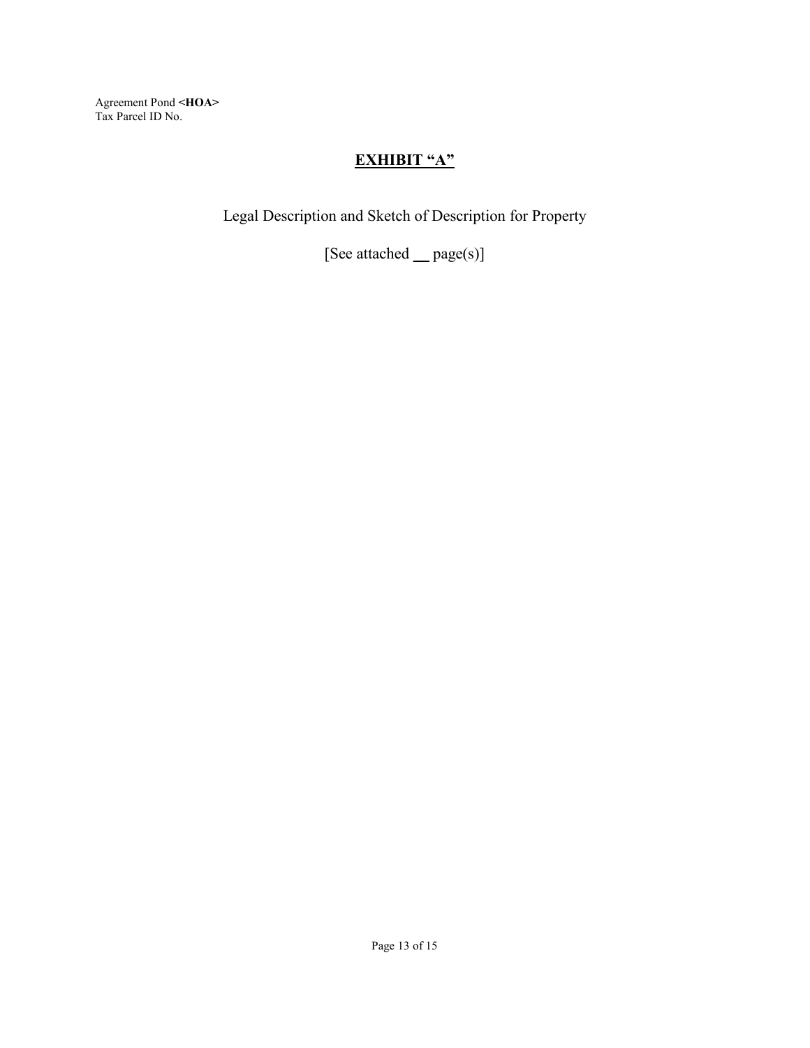# **EXHIBIT "A"**

Legal Description and Sketch of Description for Property

[See attached __ page(s)]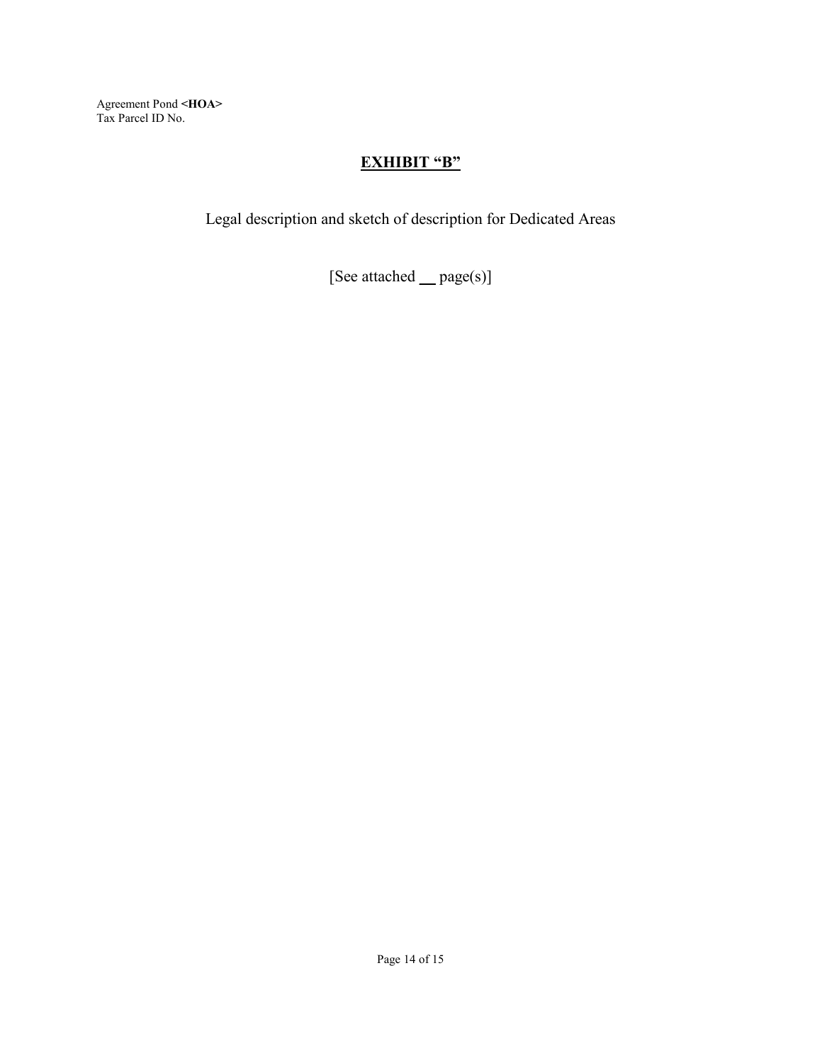Agreement Pond <**HOA**>
Tax Parcel ID No.

# EXHIBIT "B"

Legal description and sketch of description for Dedicated Areas

[See attached __ page(s)]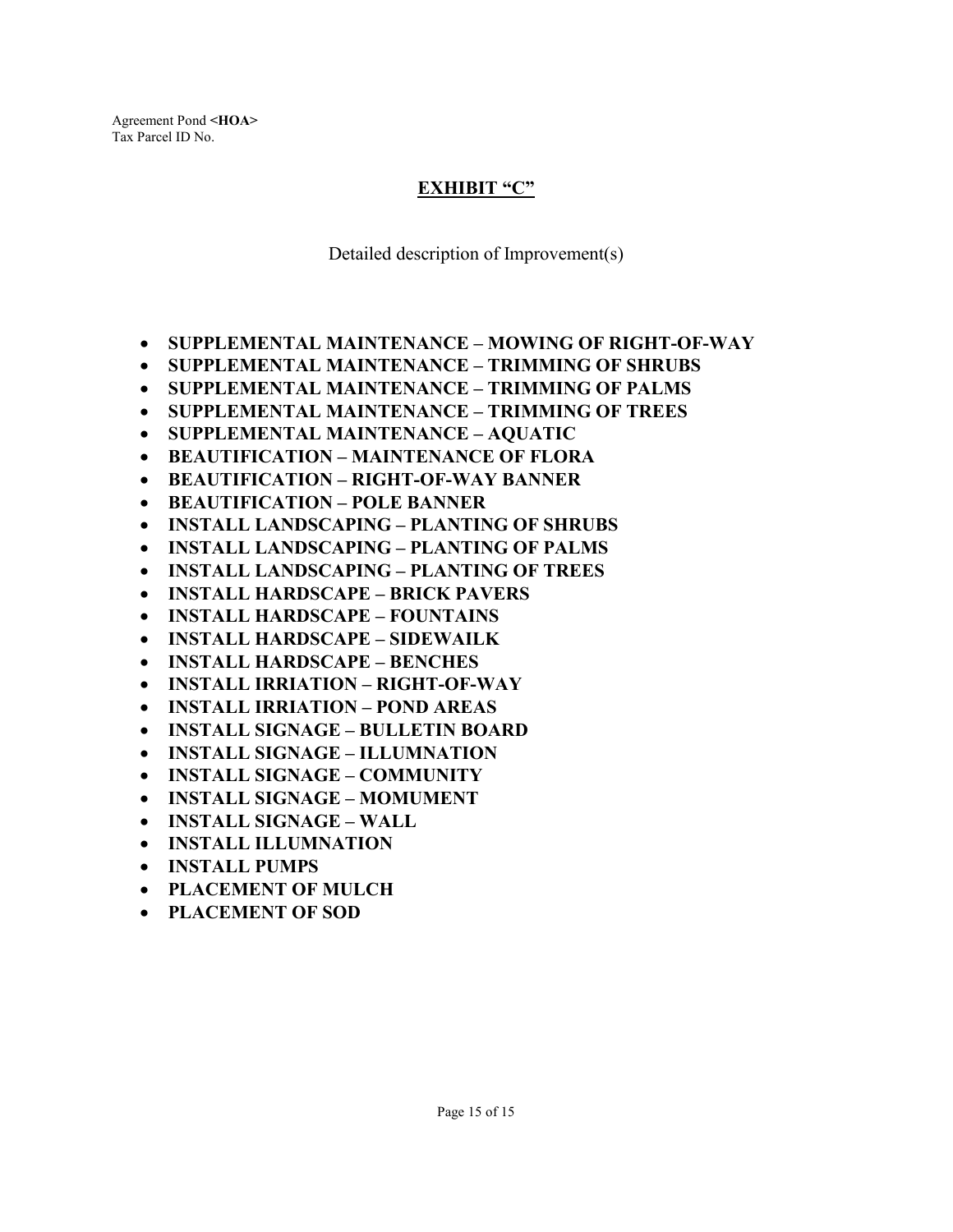Agreement Pond **<HOA>**
Tax Parcel ID No.

## EXHIBIT "C"

Detailed description of Improvement(s)

- **SUPPLEMENTAL MAINTENANCE – MOWING OF RIGHT-OF-WAY**
- **SUPPLEMENTAL MAINTENANCE – TRIMMING OF SHRUBS**
- **SUPPLEMENTAL MAINTENANCE – TRIMMING OF PALMS**
- **SUPPLEMENTAL MAINTENANCE – TRIMMING OF TREES**
- **SUPPLEMENTAL MAINTENANCE – AQUATIC**
- **BEAUTIFICATION – MAINTENANCE OF FLORA**
- **BEAUTIFICATION – RIGHT-OF-WAY BANNER**
- **BEAUTIFICATION – POLE BANNER**
- **INSTALL LANDSCAPING – PLANTING OF SHRUBS**
- **INSTALL LANDSCAPING – PLANTING OF PALMS**
- **INSTALL LANDSCAPING – PLANTING OF TREES**
- **INSTALL HARDSCAPE – BRICK PAVERS**
- **INSTALL HARDSCAPE – FOUNTAINS**
- **INSTALL HARDSCAPE – SIDEWAILK**
- **INSTALL HARDSCAPE – BENCHES**
- **INSTALL IRRIATION – RIGHT-OF-WAY**
- **INSTALL IRRIATION – POND AREAS**
- **INSTALL SIGNAGE – BULLETIN BOARD**
- **INSTALL SIGNAGE – ILLUMNATION**
- **INSTALL SIGNAGE – COMMUNITY**
- **INSTALL SIGNAGE – MOMUMENT**
- **INSTALL SIGNAGE – WALL**
- **INSTALL ILLUMNATION**
- **INSTALL PUMPS**
- **PLACEMENT OF MULCH**
- **PLACEMENT OF SOD**